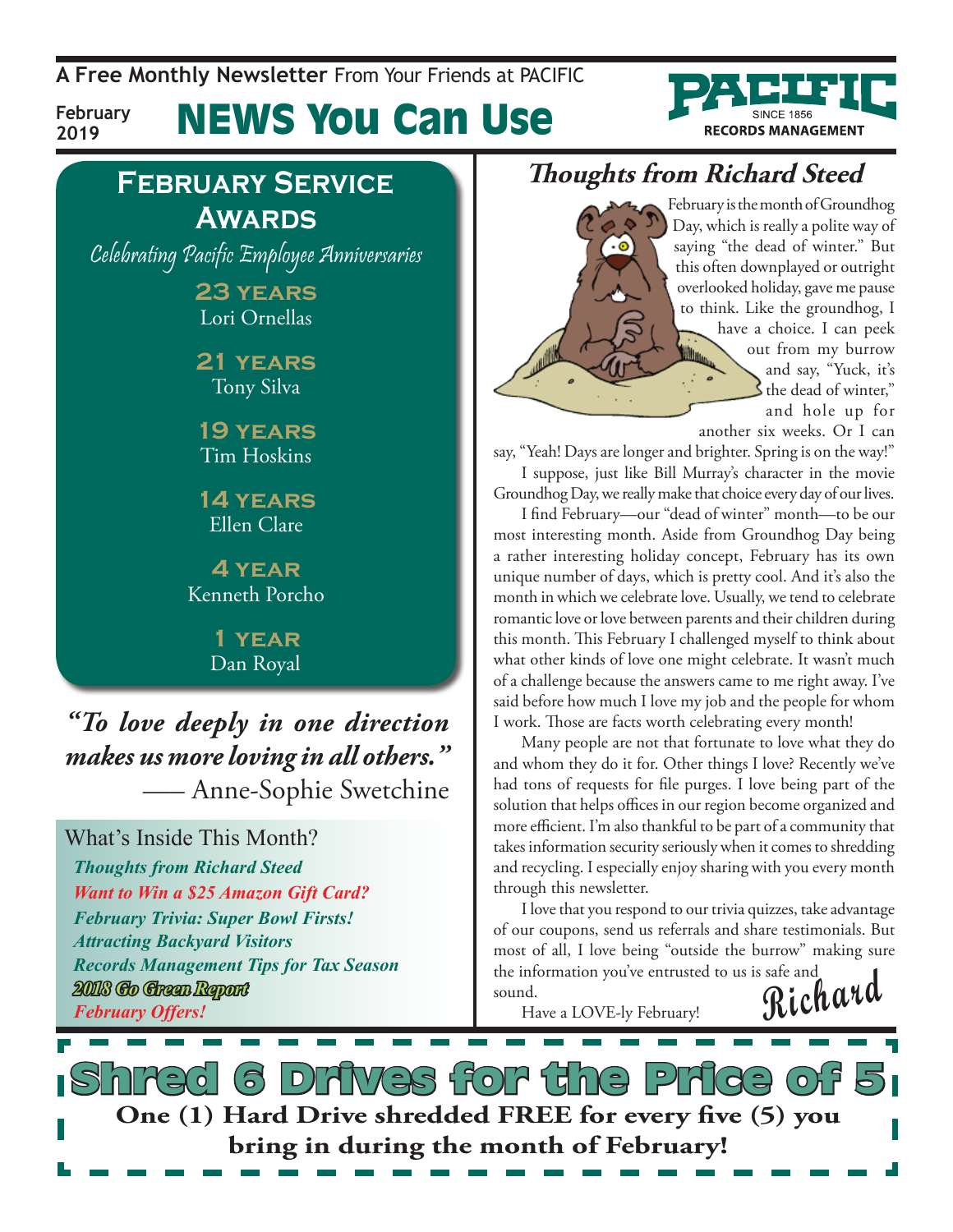A Free Monthly Newsletter From Your Friends at PACIFIC

February 2019

# NEWS You Can Use

PACIFIC SINCE 1856 RECORDS MANAGEMENT

## February Service Awards

*Celebrating Pacific Employee Anniversaries*

**23 years**
Lori Ornellas

**21 years**
Tony Silva

**19 years**
Tim Hoskins

**14 years**
Ellen Clare

**4 year**
Kenneth Porcho

**1 year**
Dan Royal

***"To love deeply in one direction makes us more loving in all others."***
— Anne-Sophie Swetchine

### What's Inside This Month?

- *Thoughts from Richard Steed*
- *Want to Win a $25 Amazon Gift Card?*
- *February Trivia: Super Bowl Firsts!*
- *Attracting Backyard Visitors*
- *Records Management Tips for Tax Season*
- *2018 Go Green Report*
- *February Offers!*

## Thoughts from Richard Steed

February is the month of Groundhog Day, which is really a polite way of saying "the dead of winter." But this often downplayed or outright overlooked holiday, gave me pause to think. Like the groundhog, I have a choice. I can peek out from my burrow and say, "Yuck, it's the dead of winter," and hole up for another six weeks. Or I can say, "Yeah! Days are longer and brighter. Spring is on the way!"

I suppose, just like Bill Murray's character in the movie Groundhog Day, we really make that choice every day of our lives.

I find February—our "dead of winter" month—to be our most interesting month. Aside from Groundhog Day being a rather interesting holiday concept, February has its own unique number of days, which is pretty cool. And it's also the month in which we celebrate love. Usually, we tend to celebrate romantic love or love between parents and their children during this month. This February I challenged myself to think about what other kinds of love one might celebrate. It wasn't much of a challenge because the answers came to me right away. I've said before how much I love my job and the people for whom I work. Those are facts worth celebrating every month!

Many people are not that fortunate to love what they do and whom they do it for. Other things I love? Recently we've had tons of requests for file purges. I love being part of the solution that helps offices in our region become organized and more efficient. I'm also thankful to be part of a community that takes information security seriously when it comes to shredding and recycling. I especially enjoy sharing with you every month through this newsletter.

I love that you respond to our trivia quizzes, take advantage of our coupons, send us referrals and share testimonials. But most of all, I love being "outside the burrow" making sure the information you've entrusted to us is safe and sound.

Have a LOVE-ly February!

*Richard*

## Shred 6 Drives for the Price of 5

**One (1) Hard Drive shredded FREE for every five (5) you bring in during the month of February!**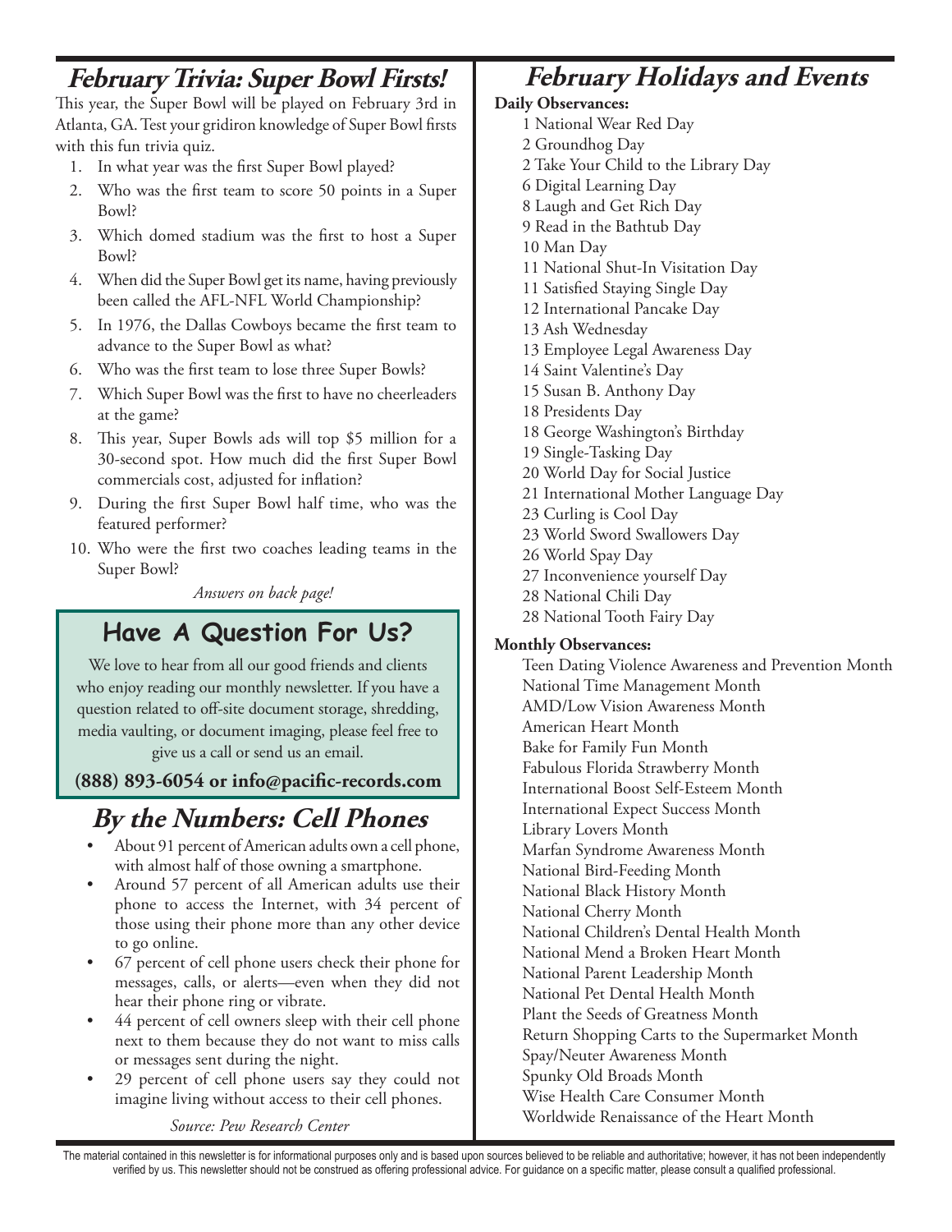## February Trivia: Super Bowl Firsts!

This year, the Super Bowl will be played on February 3rd in Atlanta, GA. Test your gridiron knowledge of Super Bowl firsts with this fun trivia quiz.

1. In what year was the first Super Bowl played?
2. Who was the first team to score 50 points in a Super Bowl?
3. Which domed stadium was the first to host a Super Bowl?
4. When did the Super Bowl get its name, having previously been called the AFL-NFL World Championship?
5. In 1976, the Dallas Cowboys became the first team to advance to the Super Bowl as what?
6. Who was the first team to lose three Super Bowls?
7. Which Super Bowl was the first to have no cheerleaders at the game?
8. This year, Super Bowls ads will top $5 million for a 30-second spot. How much did the first Super Bowl commercials cost, adjusted for inflation?
9. During the first Super Bowl half time, who was the featured performer?
10. Who were the first two coaches leading teams in the Super Bowl?

*Answers on back page!*

## Have A Question For Us?

We love to hear from all our good friends and clients who enjoy reading our monthly newsletter. If you have a question related to off-site document storage, shredding, media vaulting, or document imaging, please feel free to give us a call or send us an email.

**(888) 893-6054 or info@pacific-records.com**

## By the Numbers: Cell Phones

- About 91 percent of American adults own a cell phone, with almost half of those owning a smartphone.
- Around 57 percent of all American adults use their phone to access the Internet, with 34 percent of those using their phone more than any other device to go online.
- 67 percent of cell phone users check their phone for messages, calls, or alerts—even when they did not hear their phone ring or vibrate.
- 44 percent of cell owners sleep with their cell phone next to them because they do not want to miss calls or messages sent during the night.
- 29 percent of cell phone users say they could not imagine living without access to their cell phones.

*Source: Pew Research Center*

## February Holidays and Events

**Daily Observances:**

1 National Wear Red Day
2 Groundhog Day
2 Take Your Child to the Library Day
6 Digital Learning Day
8 Laugh and Get Rich Day
9 Read in the Bathtub Day
10 Man Day
11 National Shut-In Visitation Day
11 Satisfied Staying Single Day
12 International Pancake Day
13 Ash Wednesday
13 Employee Legal Awareness Day
14 Saint Valentine's Day
15 Susan B. Anthony Day
18 Presidents Day
18 George Washington's Birthday
19 Single-Tasking Day
20 World Day for Social Justice
21 International Mother Language Day
23 Curling is Cool Day
23 World Sword Swallowers Day
26 World Spay Day
27 Inconvenience yourself Day
28 National Chili Day
28 National Tooth Fairy Day

**Monthly Observances:**

Teen Dating Violence Awareness and Prevention Month
National Time Management Month
AMD/Low Vision Awareness Month
American Heart Month
Bake for Family Fun Month
Fabulous Florida Strawberry Month
International Boost Self-Esteem Month
International Expect Success Month
Library Lovers Month
Marfan Syndrome Awareness Month
National Bird-Feeding Month
National Black History Month
National Cherry Month
National Children's Dental Health Month
National Mend a Broken Heart Month
National Parent Leadership Month
National Pet Dental Health Month
Plant the Seeds of Greatness Month
Return Shopping Carts to the Supermarket Month
Spay/Neuter Awareness Month
Spunky Old Broads Month
Wise Health Care Consumer Month
Worldwide Renaissance of the Heart Month

The material contained in this newsletter is for informational purposes only and is based upon sources believed to be reliable and authoritative; however, it has not been independently verified by us. This newsletter should not be construed as offering professional advice. For guidance on a specific matter, please consult a qualified professional.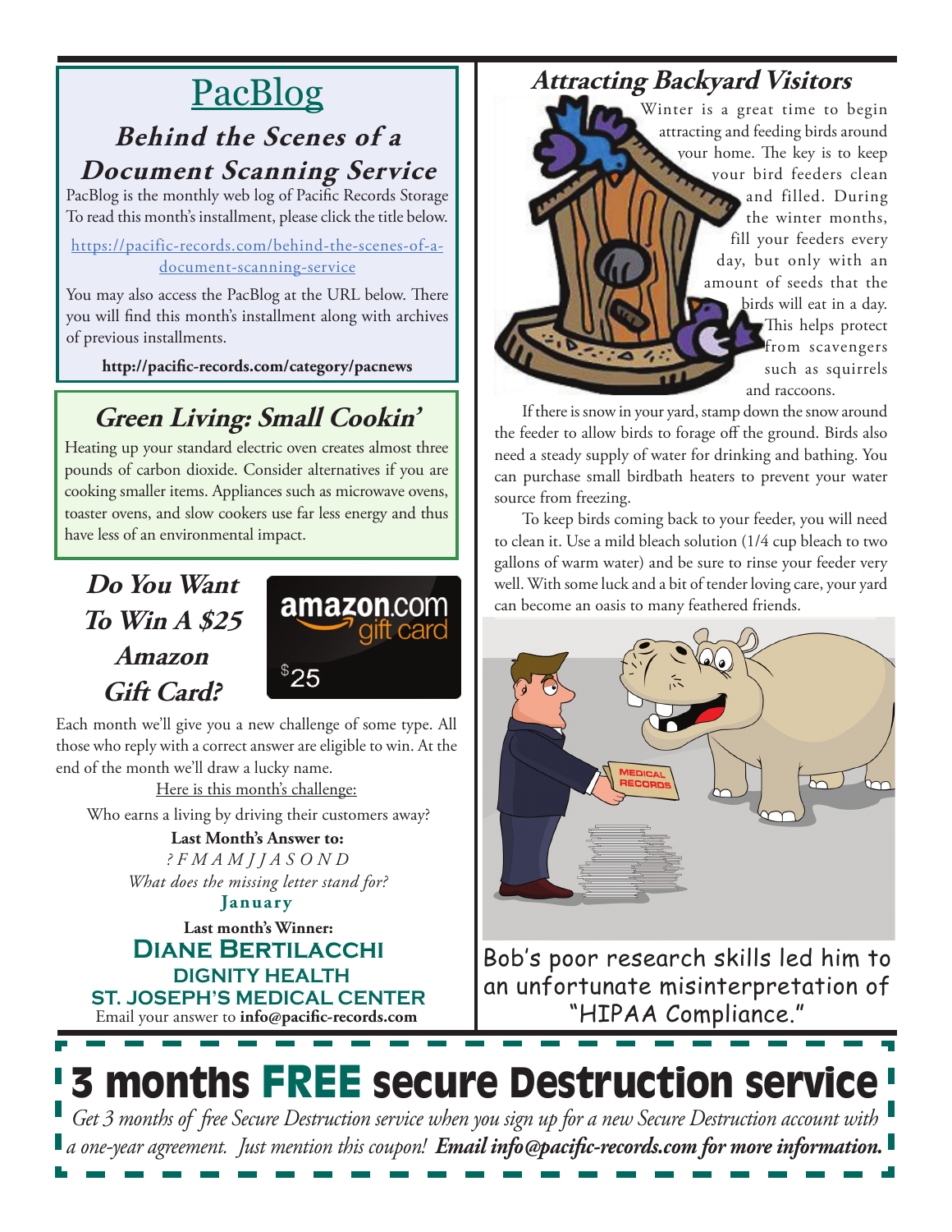# PacBlog

## Behind the Scenes of a Document Scanning Service

PacBlog is the monthly web log of Pacific Records Storage To read this month's installment, please click the title below.

https://pacific-records.com/behind-the-scenes-of-a-document-scanning-service

You may also access the PacBlog at the URL below. There you will find this month's installment along with archives of previous installments.

**http://pacific-records.com/category/pacnews**

## Green Living: Small Cookin'

Heating up your standard electric oven creates almost three pounds of carbon dioxide. Consider alternatives if you are cooking smaller items. Appliances such as microwave ovens, toaster ovens, and slow cookers use far less energy and thus have less of an environmental impact.

## Do You Want To Win A $25 Amazon Gift Card?

amazon.com gift card $25

Each month we'll give you a new challenge of some type. All those who reply with a correct answer are eligible to win. At the end of the month we'll draw a lucky name.

Here is this month's challenge:

Who earns a living by driving their customers away?

**Last Month's Answer to:**

*? F M A M J J A S O N D*

*What does the missing letter stand for?*

**January**

**Last month's Winner:**

**DIANE BERTILACCHI**
**DIGNITY HEALTH**
**ST. JOSEPH'S MEDICAL CENTER**

Email your answer to **info@pacific-records.com**

## Attracting Backyard Visitors

Winter is a great time to begin attracting and feeding birds around your home. The key is to keep your bird feeders clean and filled. During the winter months, fill your feeders every day, but only with an amount of seeds that the birds will eat in a day. This helps protect from scavengers such as squirrels and raccoons.

If there is snow in your yard, stamp down the snow around the feeder to allow birds to forage off the ground. Birds also need a steady supply of water for drinking and bathing. You can purchase small birdbath heaters to prevent your water source from freezing.

To keep birds coming back to your feeder, you will need to clean it. Use a mild bleach solution (1/4 cup bleach to two gallons of warm water) and be sure to rinse your feeder very well. With some luck and a bit of tender loving care, your yard can become an oasis to many feathered friends.

Bob's poor research skills led him to an unfortunate misinterpretation of "HIPAA Compliance."

# 3 months FREE secure Destruction service

*Get 3 months of free Secure Destruction service when you sign up for a new Secure Destruction account with a one-year agreement. Just mention this coupon!* ***Email info@pacific-records.com for more information.***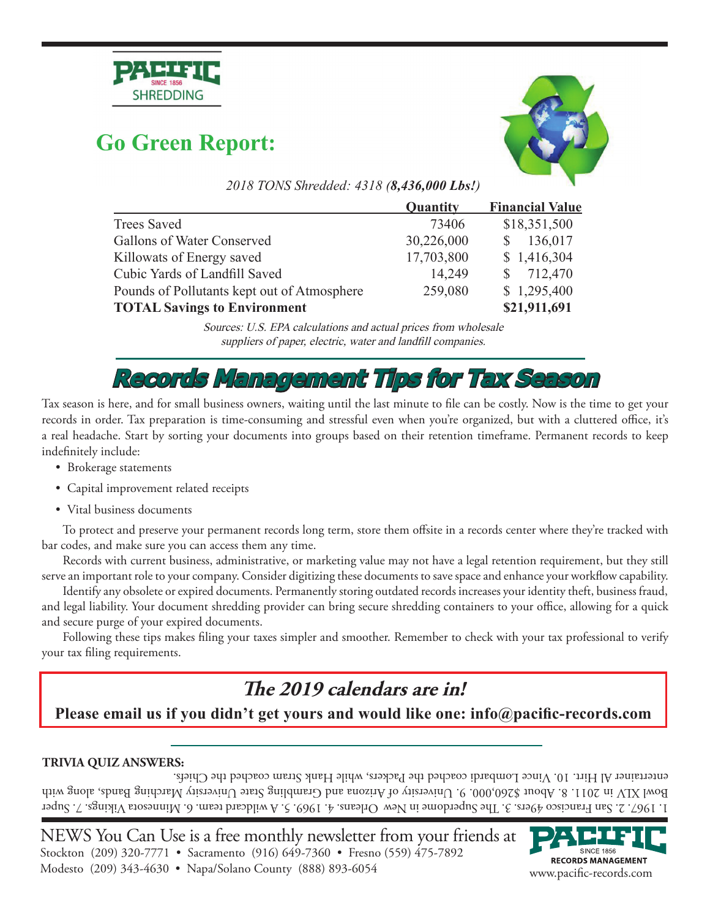PACIFIC
SINCE 1856
SHREDDING

# Go Green Report:

*2018 TONS Shredded: 4318 (**8,436,000 Lbs!**)*

| | Quantity | Financial Value |
|---|---|---|
| Trees Saved | 73406 | $18,351,500 |
| Gallons of Water Conserved | 30,226,000 | $ 136,017 |
| Killowats of Energy saved | 17,703,800 | $ 1,416,304 |
| Cubic Yards of Landfill Saved | 14,249 | $ 712,470 |
| Pounds of Pollutants kept out of Atmosphere | 259,080 | $ 1,295,400 |
| **TOTAL Savings to Environment** | | **$21,911,691** |

*Sources: U.S. EPA calculations and actual prices from wholesale suppliers of paper, electric, water and landfill companies.*

# Records Management Tips for Tax Season

Tax season is here, and for small business owners, waiting until the last minute to file can be costly. Now is the time to get your records in order. Tax preparation is time-consuming and stressful even when you're organized, but with a cluttered office, it's a real headache. Start by sorting your documents into groups based on their retention timeframe. Permanent records to keep indefinitely include:

- Brokerage statements
- Capital improvement related receipts
- Vital business documents

To protect and preserve your permanent records long term, store them offsite in a records center where they're tracked with bar codes, and make sure you can access them any time.

Records with current business, administrative, or marketing value may not have a legal retention requirement, but they still serve an important role to your company. Consider digitizing these documents to save space and enhance your workflow capability.

Identify any obsolete or expired documents. Permanently storing outdated records increases your identity theft, business fraud, and legal liability. Your document shredding provider can bring secure shredding containers to your office, allowing for a quick and secure purge of your expired documents.

Following these tips makes filing your taxes simpler and smoother. Remember to check with your tax professional to verify your tax filing requirements.

## *The 2019 calendars are in!*

**Please email us if you didn't get yours and would like one: info@pacific-records.com**

**TRIVIA QUIZ ANSWERS:**

1. 1967. 2. San Francisco 49ers. 3. The Superdome in New Orleans. 4. 1969. 5. A wildcard team. 6. Minnesota Vikings. 7. Super Bowl XLV in 2011. 8. About $260,000. 9. University of Arizona and Grambling State University Marching Bands, along with entertainer Al Hirt. 10. Vince Lombardi coached the Packers, while Hank Stram coached the Chiefs.

NEWS You Can Use is a free monthly newsletter from your friends at
Stockton (209) 320-7771 • Sacramento (916) 649-7360 • Fresno (559) 475-7892
Modesto (209) 343-4630 • Napa/Solano County (888) 893-6054

PACIFIC
SINCE 1856
RECORDS MANAGEMENT
www.pacific-records.com